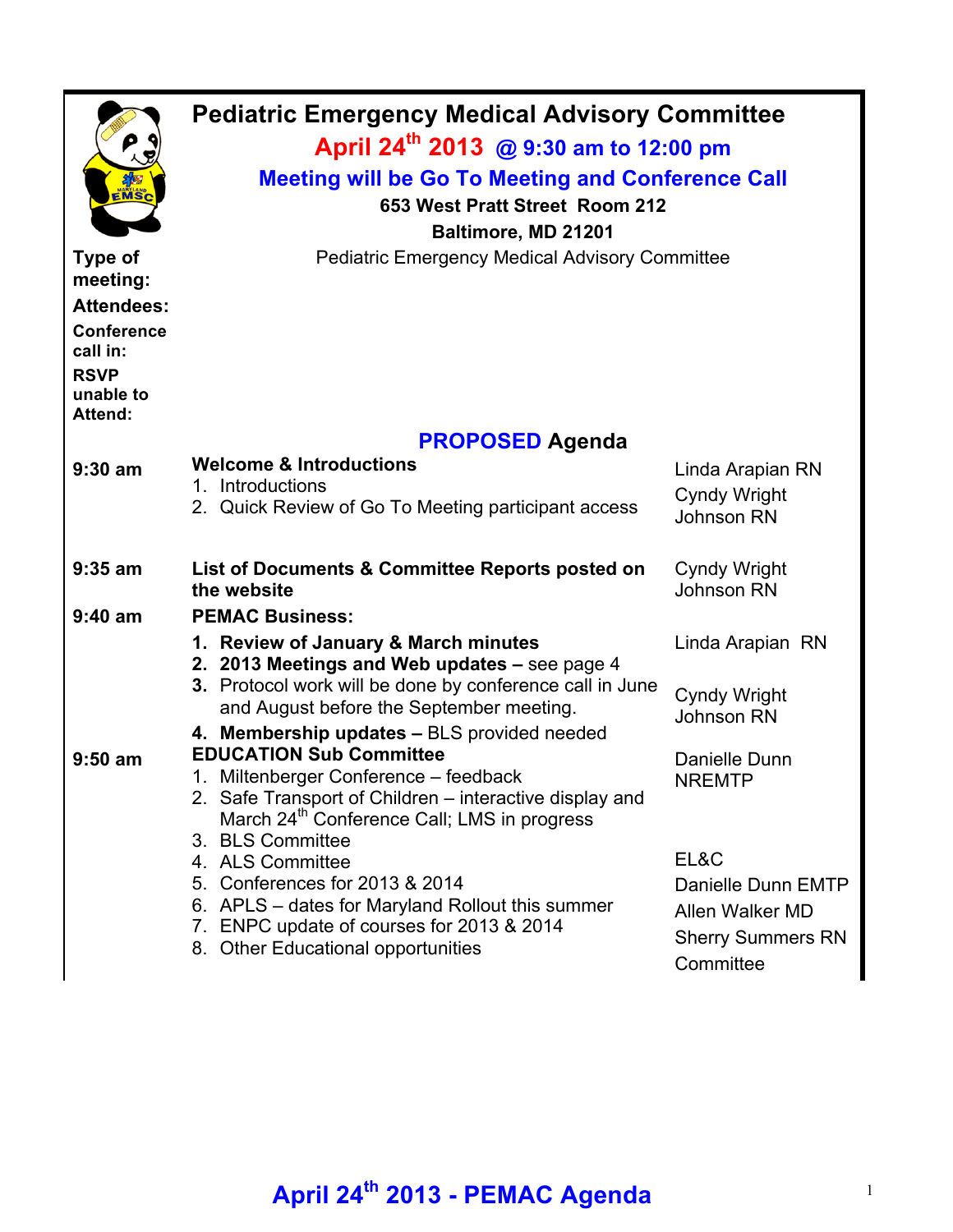# Pediatric Emergency Medical Advisory Committee

## April 24th 2013 @ 9:30 am to 12:00 pm

### Meeting will be Go To Meeting and Conference Call

**653 West Pratt Street Room 212**

**Baltimore, MD 21201**

**Type of meeting:** Pediatric Emergency Medical Advisory Committee

**Attendees:**

**Conference call in:**

**RSVP unable to Attend:**

## PROPOSED Agenda

| Time | Item | Presenter |
|---|---|---|
| 9:30 am | **Welcome & Introductions**<br>1. Introductions<br>2. Quick Review of Go To Meeting participant access | Linda Arapian RN<br>Cyndy Wright Johnson RN |
| 9:35 am | **List of Documents & Committee Reports posted on the website** | Cyndy Wright Johnson RN |
| 9:40 am | **PEMAC Business:**<br>1. **Review of January & March minutes**<br>2. **2013 Meetings and Web updates** – see page 4<br>3. Protocol work will be done by conference call in June and August before the September meeting.<br>4. **Membership updates** – BLS provided needed | Linda Arapian RN<br>Cyndy Wright Johnson RN |
| 9:50 am | **EDUCATION Sub Committee**<br>1. Miltenberger Conference – feedback<br>2. Safe Transport of Children – interactive display and March 24th Conference Call; LMS in progress<br>3. BLS Committee<br>4. ALS Committee<br>5. Conferences for 2013 & 2014<br>6. APLS – dates for Maryland Rollout this summer<br>7. ENPC update of courses for 2013 & 2014<br>8. Other Educational opportunities | Danielle Dunn NREMTP<br>EL&C<br>Danielle Dunn EMTP<br>Allen Walker MD<br>Sherry Summers RN<br>Committee |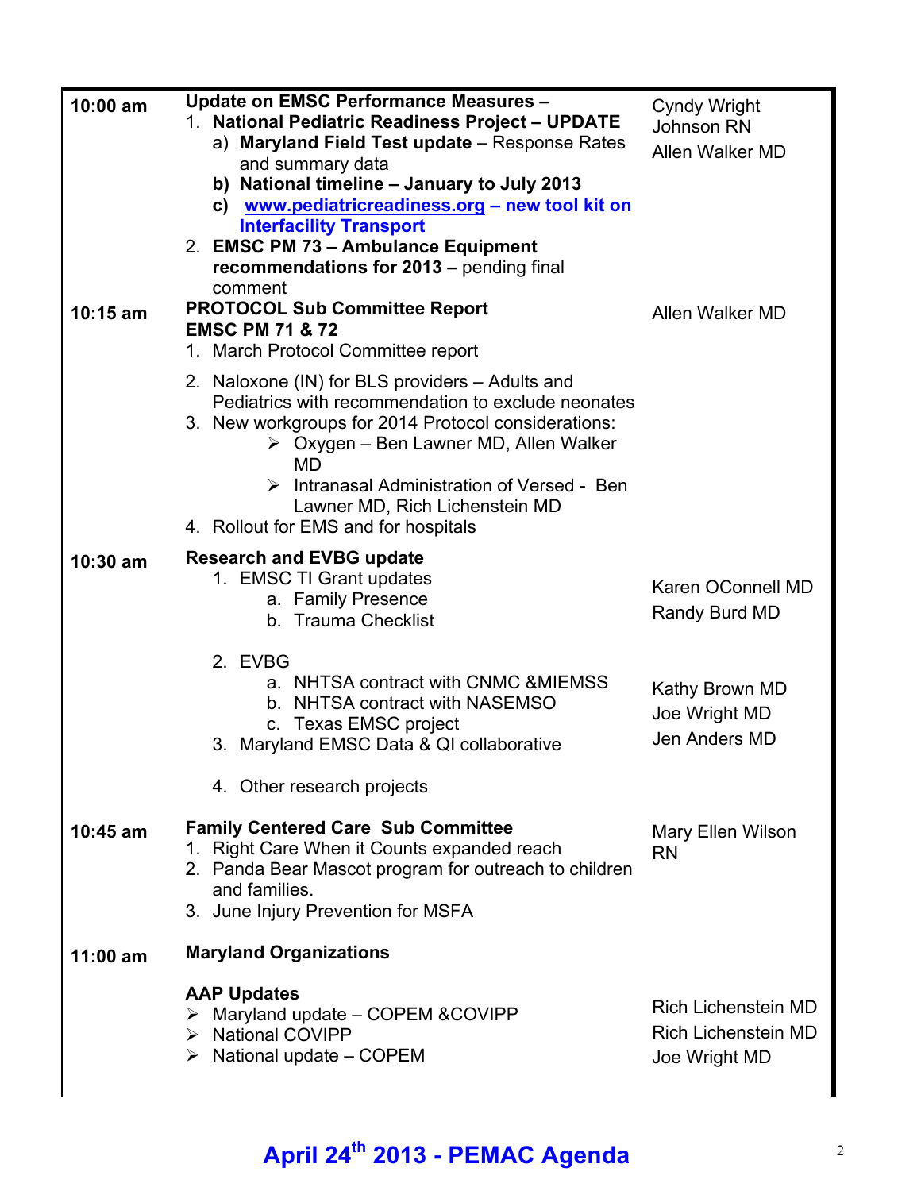| Time | Agenda Item | Presenter |
| --- | --- | --- |
| 10:00 am | **Update on EMSC Performance Measures –**<br>1. **National Pediatric Readiness Project – UPDATE**<br>a) **Maryland Field Test update** – Response Rates and summary data<br>b) **National timeline – January to July 2013**<br>c) **www.pediatricreadiness.org – new tool kit on Interfacility Transport**<br>2. **EMSC PM 73 – Ambulance Equipment recommendations for 2013 –** pending final comment | Cyndy Wright Johnson RN<br>Allen Walker MD |
| 10:15 am | **PROTOCOL Sub Committee Report**<br>**EMSC PM 71 & 72**<br>1. March Protocol Committee report<br>2. Naloxone (IN) for BLS providers – Adults and Pediatrics with recommendation to exclude neonates<br>3. New workgroups for 2014 Protocol considerations:<br>➢ Oxygen – Ben Lawner MD, Allen Walker MD<br>➢ Intranasal Administration of Versed - Ben Lawner MD, Rich Lichenstein MD<br>4. Rollout for EMS and for hospitals | Allen Walker MD |
| 10:30 am | **Research and EVBG update**<br>1. EMSC TI Grant updates<br>a. Family Presence<br>b. Trauma Checklist<br>2. EVBG<br>a. NHTSA contract with CNMC &MIEMSS<br>b. NHTSA contract with NASEMSO<br>c. Texas EMSC project<br>3. Maryland EMSC Data & QI collaborative<br>4. Other research projects | Karen OConnell MD<br>Randy Burd MD<br><br>Kathy Brown MD<br>Joe Wright MD<br>Jen Anders MD |
| 10:45 am | **Family Centered Care Sub Committee**<br>1. Right Care When it Counts expanded reach<br>2. Panda Bear Mascot program for outreach to children and families.<br>3. June Injury Prevention for MSFA | Mary Ellen Wilson RN |
| 11:00 am | **Maryland Organizations**<br><br>**AAP Updates**<br>➢ Maryland update – COPEM &COVIPP<br>➢ National COVIPP<br>➢ National update – COPEM | <br><br><br>Rich Lichenstein MD<br>Rich Lichenstein MD<br>Joe Wright MD |

**April 24th 2013 - PEMAC Agenda**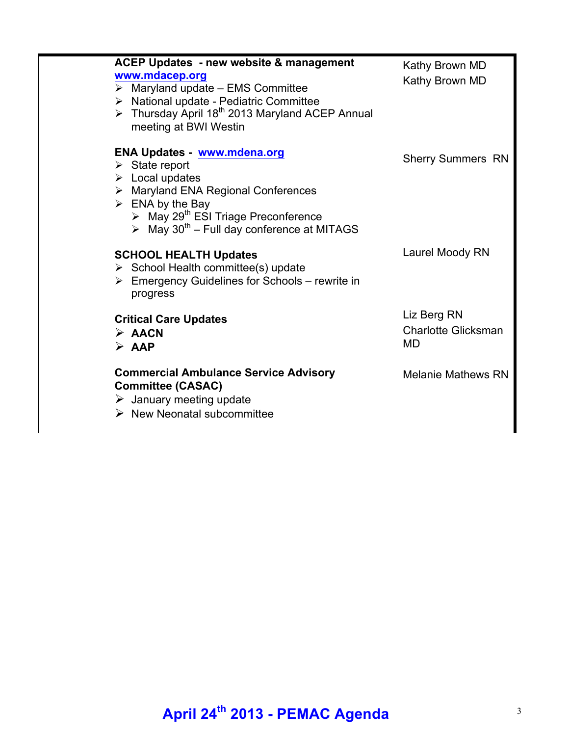| | |
|---|---|
| **ACEP Updates - new website & management** [www.mdacep.org](http://www.mdacep.org)<br>➢ Maryland update – EMS Committee<br>➢ National update - Pediatric Committee<br>➢ Thursday April 18th 2013 Maryland ACEP Annual meeting at BWI Westin | Kathy Brown MD<br>Kathy Brown MD |
| **ENA Updates -** [www.mdena.org](http://www.mdena.org)<br>➢ State report<br>➢ Local updates<br>➢ Maryland ENA Regional Conferences<br>➢ ENA by the Bay<br>&nbsp;&nbsp;&nbsp;&nbsp;➢ May 29th ESI Triage Preconference<br>&nbsp;&nbsp;&nbsp;&nbsp;➢ May 30th – Full day conference at MITAGS | Sherry Summers RN |
| **SCHOOL HEALTH Updates**<br>➢ School Health committee(s) update<br>➢ Emergency Guidelines for Schools – rewrite in progress | Laurel Moody RN |
| **Critical Care Updates**<br>➢ **AACN**<br>➢ **AAP** | Liz Berg RN<br>Charlotte Glicksman MD |
| **Commercial Ambulance Service Advisory Committee (CASAC)**<br>➢ January meeting update<br>➢ New Neonatal subcommittee | Melanie Mathews RN |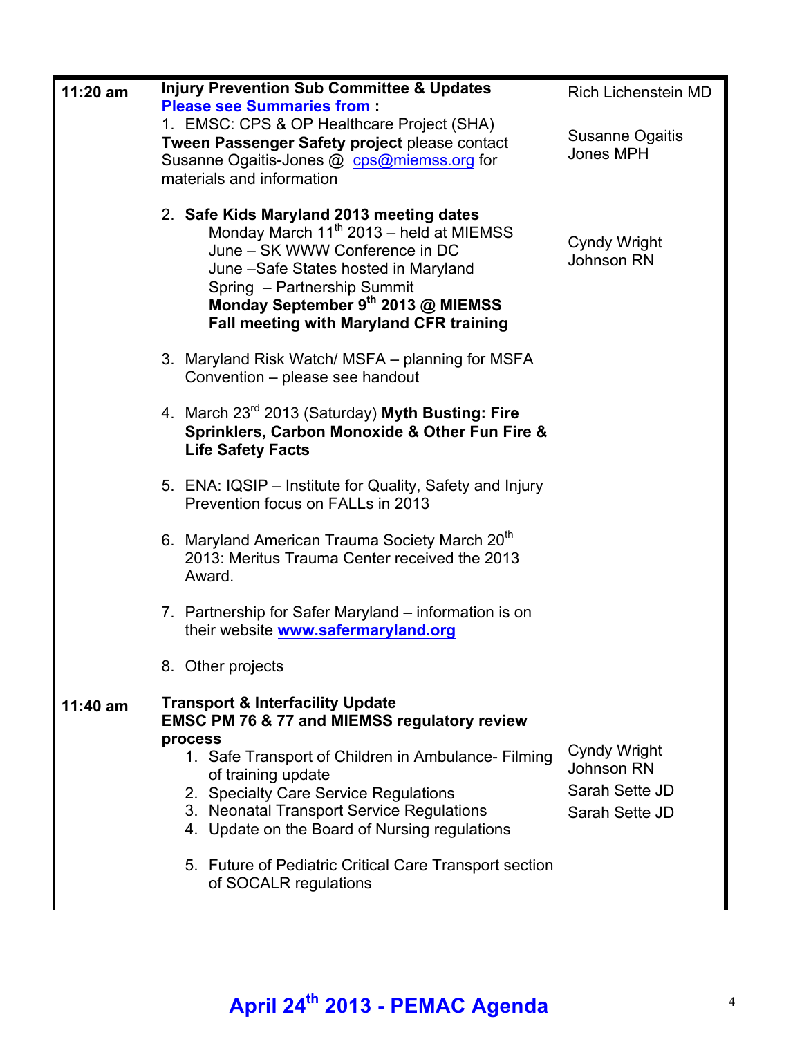| | | |
|---|---|---|
| 11:20 am | **Injury Prevention Sub Committee & Updates**<br>**Please see Summaries from :**<br>1. EMSC: CPS & OP Healthcare Project (SHA) **Tween Passenger Safety project** please contact Susanne Ogaitis-Jones @ cps@miemss.org for materials and information<br><br>2. **Safe Kids Maryland 2013 meeting dates**<br>Monday March 11th 2013 – held at MIEMSS<br>June – SK WWW Conference in DC<br>June –Safe States hosted in Maryland<br>Spring – Partnership Summit<br>**Monday September 9th 2013 @ MIEMSS**<br>**Fall meeting with Maryland CFR training**<br><br>3. Maryland Risk Watch/ MSFA – planning for MSFA Convention – please see handout<br><br>4. March 23rd 2013 (Saturday) **Myth Busting: Fire Sprinklers, Carbon Monoxide & Other Fun Fire & Life Safety Facts**<br><br>5. ENA: IQSIP – Institute for Quality, Safety and Injury Prevention focus on FALLs in 2013<br><br>6. Maryland American Trauma Society March 20th 2013: Meritus Trauma Center received the 2013 Award.<br><br>7. Partnership for Safer Maryland – information is on their website **www.safermaryland.org**<br><br>8. Other projects | Rich Lichenstein MD<br><br>Susanne Ogaitis Jones MPH<br><br>Cyndy Wright Johnson RN |
| 11:40 am | **Transport & Interfacility Update**<br>**EMSC PM 76 & 77 and MIEMSS regulatory review process**<br>1. Safe Transport of Children in Ambulance- Filming of training update<br>2. Specialty Care Service Regulations<br>3. Neonatal Transport Service Regulations<br>4. Update on the Board of Nursing regulations<br><br>5. Future of Pediatric Critical Care Transport section of SOCALR regulations | Cyndy Wright Johnson RN<br>Sarah Sette JD<br>Sarah Sette JD |

**April 24th 2013 - PEMAC Agenda**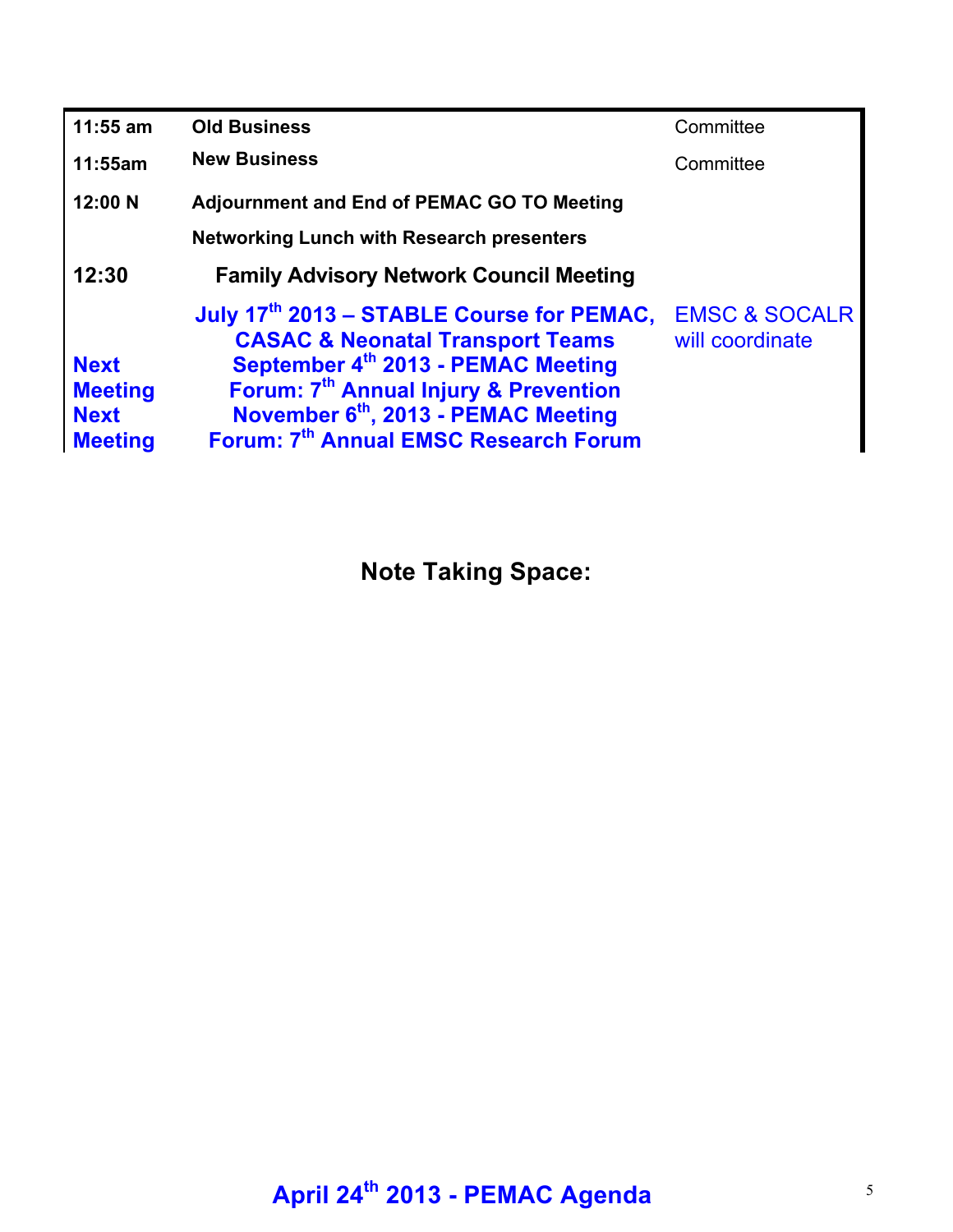| | | |
|---|---|---|
| 11:55 am | **Old Business** | Committee |
| 11:55am | **New Business** | Committee |
| 12:00 N | **Adjournment and End of PEMAC GO TO Meeting** | |
| | **Networking Lunch with Research presenters** | |
| 12:30 | **Family Advisory Network Council Meeting** | |
| | **July 17th 2013 – STABLE Course for PEMAC, CASAC & Neonatal Transport Teams** | EMSC & SOCALR will coordinate |
| **Next Meeting** | **September 4th 2013 - PEMAC Meeting Forum: 7th Annual Injury & Prevention** | |
| **Next Meeting** | **November 6th, 2013 - PEMAC Meeting Forum: 7th Annual EMSC Research Forum** | |

**Note Taking Space:**

**April 24th 2013 - PEMAC Agenda**